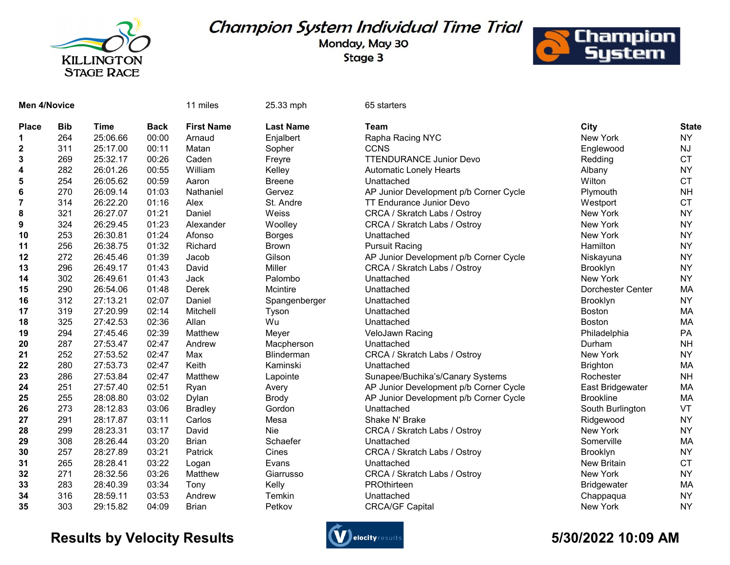KILLINGTON STAGE RACE

# Champion System Individual Time Trial

Monday, May 30

Stage 3

Champion System

**Men 4/Novice** 11 miles 25.33 mph 65 starters

| Place | Bib | Time | Back | First Name | Last Name | Team | City | State |
|---|---|---|---|---|---|---|---|---|
| 1 | 264 | 25:06.66 | 00:00 | Arnaud | Enjalbert | Rapha Racing NYC | New York | NY |
| 2 | 311 | 25:17.00 | 00:11 | Matan | Sopher | CCNS | Englewood | NJ |
| 3 | 269 | 25:32.17 | 00:26 | Caden | Freyre | TTENDURANCE Junior Devo | Redding | CT |
| 4 | 282 | 26:01.26 | 00:55 | William | Kelley | Automatic Lonely Hearts | Albany | NY |
| 5 | 254 | 26:05.62 | 00:59 | Aaron | Breene | Unattached | Wilton | CT |
| 6 | 270 | 26:09.14 | 01:03 | Nathaniel | Gervez | AP Junior Development p/b Corner Cycle | Plymouth | NH |
| 7 | 314 | 26:22.20 | 01:16 | Alex | St. Andre | TT Endurance Junior Devo | Westport | CT |
| 8 | 321 | 26:27.07 | 01:21 | Daniel | Weiss | CRCA / Skratch Labs / Ostroy | New York | NY |
| 9 | 324 | 26:29.45 | 01:23 | Alexander | Woolley | CRCA / Skratch Labs / Ostroy | New York | NY |
| 10 | 253 | 26:30.81 | 01:24 | Afonso | Borges | Unattached | New York | NY |
| 11 | 256 | 26:38.75 | 01:32 | Richard | Brown | Pursuit Racing | Hamilton | NY |
| 12 | 272 | 26:45.46 | 01:39 | Jacob | Gilson | AP Junior Development p/b Corner Cycle | Niskayuna | NY |
| 13 | 296 | 26:49.17 | 01:43 | David | Miller | CRCA / Skratch Labs / Ostroy | Brooklyn | NY |
| 14 | 302 | 26:49.61 | 01:43 | Jack | Palombo | Unattached | New York | NY |
| 15 | 290 | 26:54.06 | 01:48 | Derek | Mcintire | Unattached | Dorchester Center | MA |
| 16 | 312 | 27:13.21 | 02:07 | Daniel | Spangenberger | Unattached | Brooklyn | NY |
| 17 | 319 | 27:20.99 | 02:14 | Mitchell | Tyson | Unattached | Boston | MA |
| 18 | 325 | 27:42.53 | 02:36 | Allan | Wu | Unattached | Boston | MA |
| 19 | 294 | 27:45.46 | 02:39 | Matthew | Meyer | VeloJawn Racing | Philadelphia | PA |
| 20 | 287 | 27:53.47 | 02:47 | Andrew | Macpherson | Unattached | Durham | NH |
| 21 | 252 | 27:53.52 | 02:47 | Max | Blinderman | CRCA / Skratch Labs / Ostroy | New York | NY |
| 22 | 280 | 27:53.73 | 02:47 | Keith | Kaminski | Unattached | Brighton | MA |
| 23 | 286 | 27:53.84 | 02:47 | Matthew | Lapointe | Sunapee/Buchika's/Canary Systems | Rochester | NH |
| 24 | 251 | 27:57.40 | 02:51 | Ryan | Avery | AP Junior Development p/b Corner Cycle | East Bridgewater | MA |
| 25 | 255 | 28:08.80 | 03:02 | Dylan | Brody | AP Junior Development p/b Corner Cycle | Brookline | MA |
| 26 | 273 | 28:12.83 | 03:06 | Bradley | Gordon | Unattached | South Burlington | VT |
| 27 | 291 | 28:17.87 | 03:11 | Carlos | Mesa | Shake N' Brake | Ridgewood | NY |
| 28 | 299 | 28:23.31 | 03:17 | David | Nie | CRCA / Skratch Labs / Ostroy | New York | NY |
| 29 | 308 | 28:26.44 | 03:20 | Brian | Schaefer | Unattached | Somerville | MA |
| 30 | 257 | 28:27.89 | 03:21 | Patrick | Cines | CRCA / Skratch Labs / Ostroy | Brooklyn | NY |
| 31 | 265 | 28:28.41 | 03:22 | Logan | Evans | Unattached | New Britain | CT |
| 32 | 271 | 28:32.56 | 03:26 | Matthew | Giarrusso | CRCA / Skratch Labs / Ostroy | New York | NY |
| 33 | 283 | 28:40.39 | 03:34 | Tony | Kelly | PROthirteen | Bridgewater | MA |
| 34 | 316 | 28:59.11 | 03:53 | Andrew | Temkin | Unattached | Chappaqua | NY |
| 35 | 303 | 29:15.82 | 04:09 | Brian | Petkov | CRCA/GF Capital | New York | NY |

**Results by Velocity Results** **5/30/2022 10:09 AM**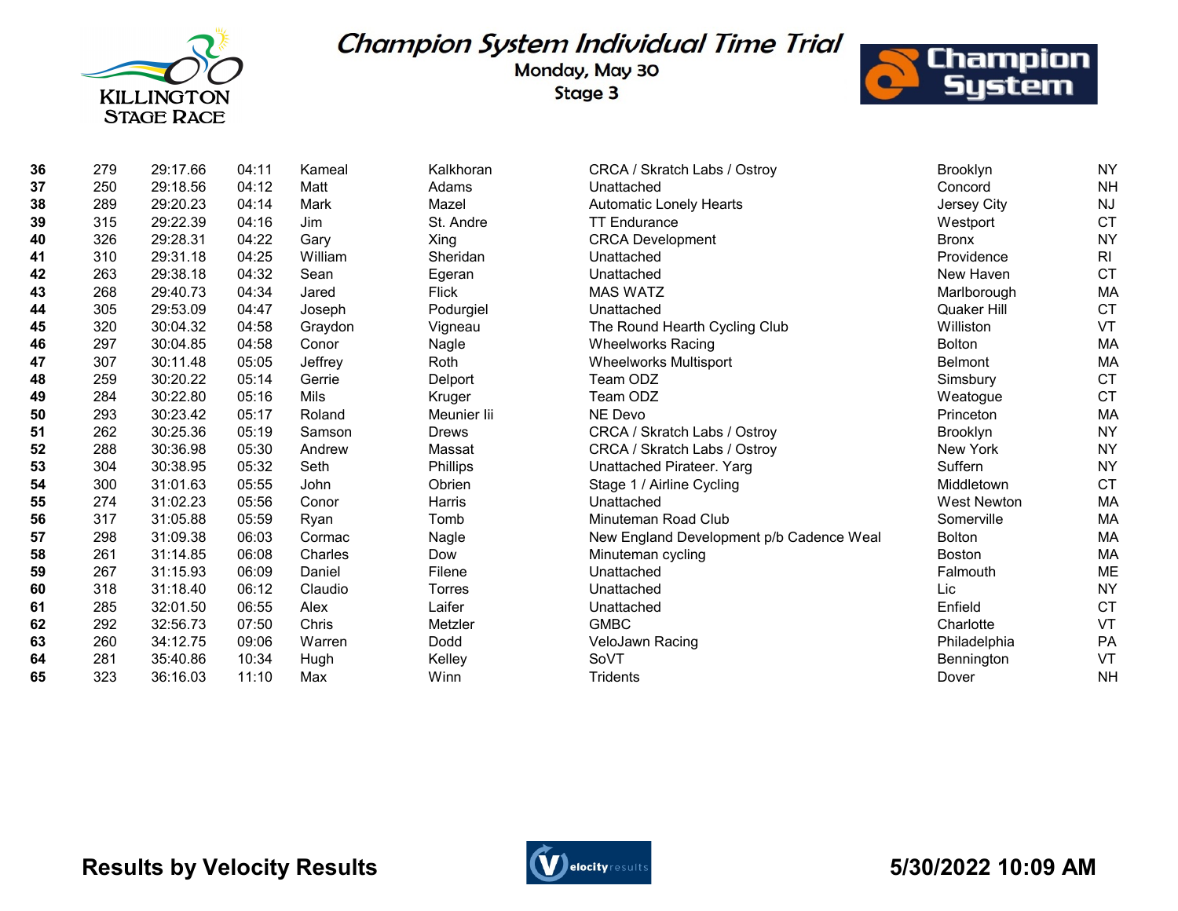# Champion System Individual Time Trial

Monday, May 30

Stage 3

| | | | | | | | | |
|---|---|---|---|---|---|---|---|---|
| **36** | 279 | 29:17.66 | 04:11 | Kameal | Kalkhoran | CRCA / Skratch Labs / Ostroy | Brooklyn | NY |
| **37** | 250 | 29:18.56 | 04:12 | Matt | Adams | Unattached | Concord | NH |
| **38** | 289 | 29:20.23 | 04:14 | Mark | Mazel | Automatic Lonely Hearts | Jersey City | NJ |
| **39** | 315 | 29:22.39 | 04:16 | Jim | St. Andre | TT Endurance | Westport | CT |
| **40** | 326 | 29:28.31 | 04:22 | Gary | Xing | CRCA Development | Bronx | NY |
| **41** | 310 | 29:31.18 | 04:25 | William | Sheridan | Unattached | Providence | RI |
| **42** | 263 | 29:38.18 | 04:32 | Sean | Egeran | Unattached | New Haven | CT |
| **43** | 268 | 29:40.73 | 04:34 | Jared | Flick | MAS WATZ | Marlborough | MA |
| **44** | 305 | 29:53.09 | 04:47 | Joseph | Podurgiel | Unattached | Quaker Hill | CT |
| **45** | 320 | 30:04.32 | 04:58 | Graydon | Vigneau | The Round Hearth Cycling Club | Williston | VT |
| **46** | 297 | 30:04.85 | 04:58 | Conor | Nagle | Wheelworks Racing | Bolton | MA |
| **47** | 307 | 30:11.48 | 05:05 | Jeffrey | Roth | Wheelworks Multisport | Belmont | MA |
| **48** | 259 | 30:20.22 | 05:14 | Gerrie | Delport | Team ODZ | Simsbury | CT |
| **49** | 284 | 30:22.80 | 05:16 | Mils | Kruger | Team ODZ | Weatogue | CT |
| **50** | 293 | 30:23.42 | 05:17 | Roland | Meunier Iii | NE Devo | Princeton | MA |
| **51** | 262 | 30:25.36 | 05:19 | Samson | Drews | CRCA / Skratch Labs / Ostroy | Brooklyn | NY |
| **52** | 288 | 30:36.98 | 05:30 | Andrew | Massat | CRCA / Skratch Labs / Ostroy | New York | NY |
| **53** | 304 | 30:38.95 | 05:32 | Seth | Phillips | Unattached Pirateer. Yarg | Suffern | NY |
| **54** | 300 | 31:01.63 | 05:55 | John | Obrien | Stage 1 / Airline Cycling | Middletown | CT |
| **55** | 274 | 31:02.23 | 05:56 | Conor | Harris | Unattached | West Newton | MA |
| **56** | 317 | 31:05.88 | 05:59 | Ryan | Tomb | Minuteman Road Club | Somerville | MA |
| **57** | 298 | 31:09.38 | 06:03 | Cormac | Nagle | New England Development p/b Cadence Weal | Bolton | MA |
| **58** | 261 | 31:14.85 | 06:08 | Charles | Dow | Minuteman cycling | Boston | MA |
| **59** | 267 | 31:15.93 | 06:09 | Daniel | Filene | Unattached | Falmouth | ME |
| **60** | 318 | 31:18.40 | 06:12 | Claudio | Torres | Unattached | Lic | NY |
| **61** | 285 | 32:01.50 | 06:55 | Alex | Laifer | Unattached | Enfield | CT |
| **62** | 292 | 32:56.73 | 07:50 | Chris | Metzler | GMBC | Charlotte | VT |
| **63** | 260 | 34:12.75 | 09:06 | Warren | Dodd | VeloJawn Racing | Philadelphia | PA |
| **64** | 281 | 35:40.86 | 10:34 | Hugh | Kelley | SoVT | Bennington | VT |
| **65** | 323 | 36:16.03 | 11:10 | Max | Winn | Tridents | Dover | NH |

**Results by Velocity Results**

**5/30/2022 10:09 AM**